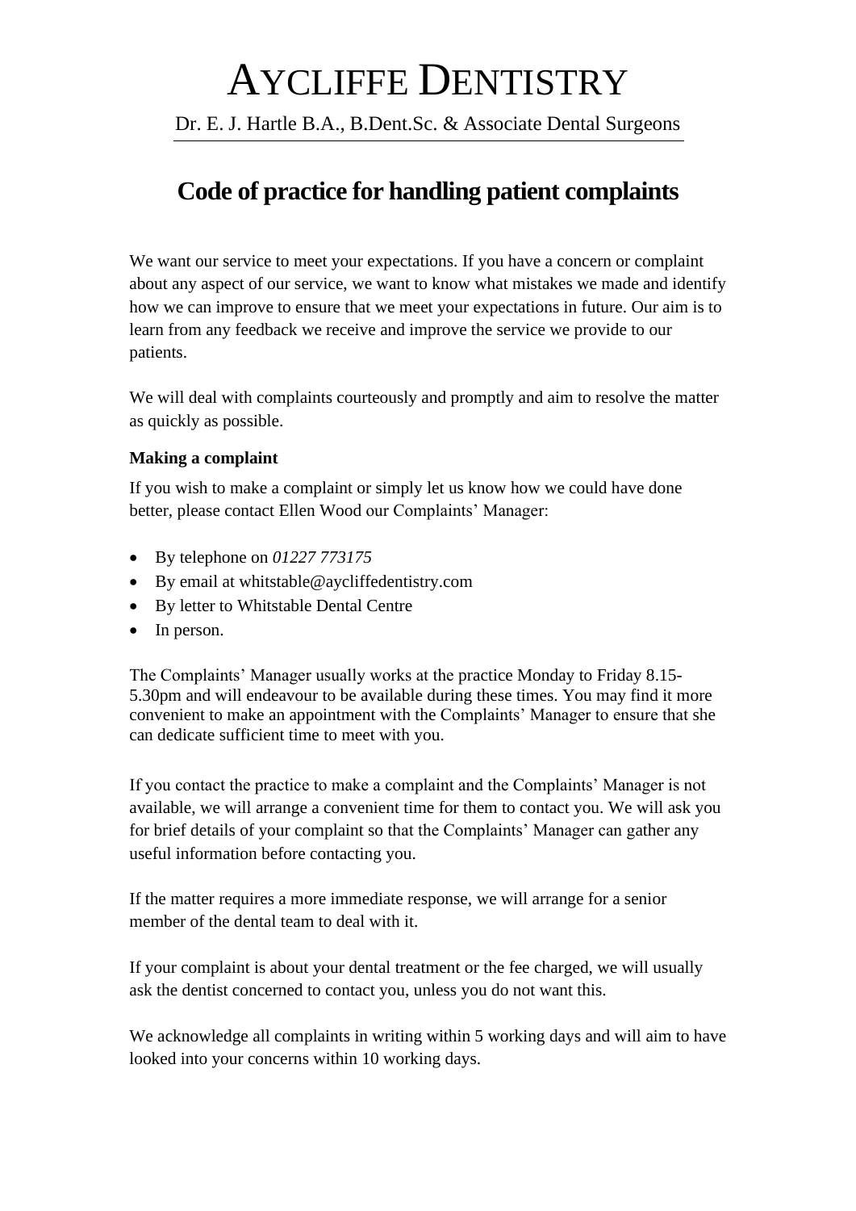# AYCLIFFE DENTISTRY

Dr. E. J. Hartle B.A., B.Dent.Sc. & Associate Dental Surgeons

## Code of practice for handling patient complaints

We want our service to meet your expectations. If you have a concern or complaint about any aspect of our service, we want to know what mistakes we made and identify how we can improve to ensure that we meet your expectations in future. Our aim is to learn from any feedback we receive and improve the service we provide to our patients.

We will deal with complaints courteously and promptly and aim to resolve the matter as quickly as possible.

### Making a complaint

If you wish to make a complaint or simply let us know how we could have done better, please contact Ellen Wood our Complaints' Manager:

- By telephone on *01227 773175*
- By email at whitstable@aycliffedentistry.com
- By letter to Whitstable Dental Centre
- In person.

The Complaints' Manager usually works at the practice Monday to Friday 8.15-5.30pm and will endeavour to be available during these times. You may find it more convenient to make an appointment with the Complaints' Manager to ensure that she can dedicate sufficient time to meet with you.

If you contact the practice to make a complaint and the Complaints' Manager is not available, we will arrange a convenient time for them to contact you. We will ask you for brief details of your complaint so that the Complaints' Manager can gather any useful information before contacting you.

If the matter requires a more immediate response, we will arrange for a senior member of the dental team to deal with it.

If your complaint is about your dental treatment or the fee charged, we will usually ask the dentist concerned to contact you, unless you do not want this.

We acknowledge all complaints in writing within 5 working days and will aim to have looked into your concerns within 10 working days.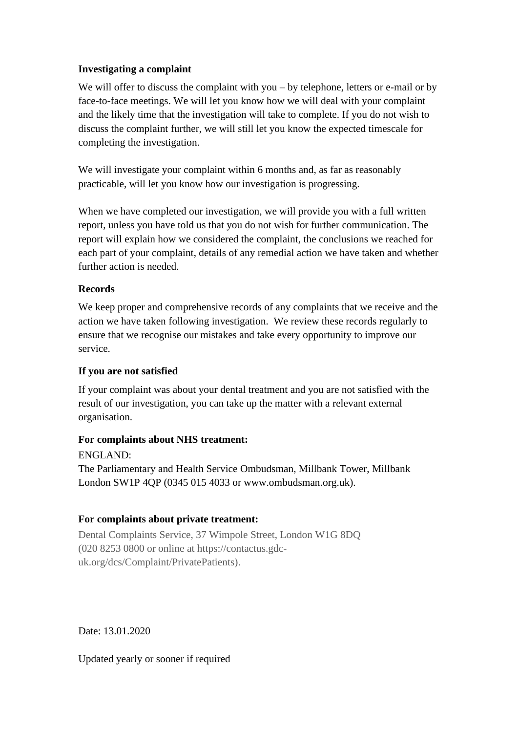**Investigating a complaint**

We will offer to discuss the complaint with you – by telephone, letters or e-mail or by face-to-face meetings. We will let you know how we will deal with your complaint and the likely time that the investigation will take to complete. If you do not wish to discuss the complaint further, we will still let you know the expected timescale for completing the investigation.

We will investigate your complaint within 6 months and, as far as reasonably practicable, will let you know how our investigation is progressing.

When we have completed our investigation, we will provide you with a full written report, unless you have told us that you do not wish for further communication. The report will explain how we considered the complaint, the conclusions we reached for each part of your complaint, details of any remedial action we have taken and whether further action is needed.

**Records**

We keep proper and comprehensive records of any complaints that we receive and the action we have taken following investigation. We review these records regularly to ensure that we recognise our mistakes and take every opportunity to improve our service.

**If you are not satisfied**

If your complaint was about your dental treatment and you are not satisfied with the result of our investigation, you can take up the matter with a relevant external organisation.

**For complaints about NHS treatment:**

ENGLAND:
The Parliamentary and Health Service Ombudsman, Millbank Tower, Millbank London SW1P 4QP (0345 015 4033 or www.ombudsman.org.uk).

**For complaints about private treatment:**

Dental Complaints Service, 37 Wimpole Street, London W1G 8DQ (020 8253 0800 or online at https://contactus.gdc-uk.org/dcs/Complaint/PrivatePatients).

Date: 13.01.2020

Updated yearly or sooner if required